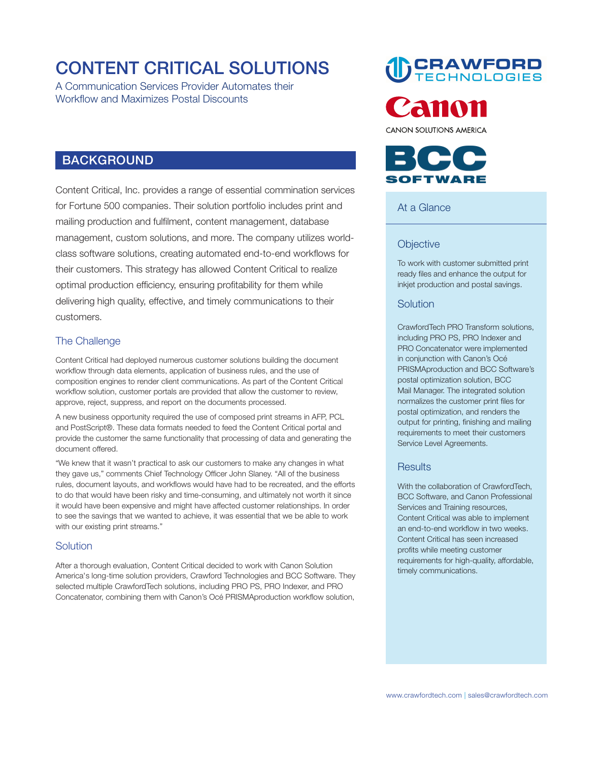# CONTENT CRITICAL SOLUTIONS

A Communication Services Provider Automates their Workflow and Maximizes Postal Discounts

CRAWFORD TECHNOLOGIES

Canon

CANON SOLUTIONS AMERICA

BCC SOFTWARE

## BACKGROUND

Content Critical, Inc. provides a range of essential commination services for Fortune 500 companies. Their solution portfolio includes print and mailing production and fulfilment, content management, database management, custom solutions, and more. The company utilizes world-class software solutions, creating automated end-to-end workflows for their customers. This strategy has allowed Content Critical to realize optimal production efficiency, ensuring profitability for them while delivering high quality, effective, and timely communications to their customers.

### The Challenge

Content Critical had deployed numerous customer solutions building the document workflow through data elements, application of business rules, and the use of composition engines to render client communications. As part of the Content Critical workflow solution, customer portals are provided that allow the customer to review, approve, reject, suppress, and report on the documents processed.

A new business opportunity required the use of composed print streams in AFP, PCL and PostScript®. These data formats needed to feed the Content Critical portal and provide the customer the same functionality that processing of data and generating the document offered.

"We knew that it wasn't practical to ask our customers to make any changes in what they gave us," comments Chief Technology Officer John Slaney. "All of the business rules, document layouts, and workflows would have had to be recreated, and the efforts to do that would have been risky and time-consuming, and ultimately not worth it since it would have been expensive and might have affected customer relationships. In order to see the savings that we wanted to achieve, it was essential that we be able to work with our existing print streams."

### Solution

After a thorough evaluation, Content Critical decided to work with Canon Solution America's long-time solution providers, Crawford Technologies and BCC Software. They selected multiple CrawfordTech solutions, including PRO PS, PRO Indexer, and PRO Concatenator, combining them with Canon's Océ PRISMAproduction workflow solution,

## At a Glance

### Objective

To work with customer submitted print ready files and enhance the output for inkjet production and postal savings.

### Solution

CrawfordTech PRO Transform solutions, including PRO PS, PRO Indexer and PRO Concatenator were implemented in conjunction with Canon's Océ PRISMAproduction and BCC Software's postal optimization solution, BCC Mail Manager. The integrated solution normalizes the customer print files for postal optimization, and renders the output for printing, finishing and mailing requirements to meet their customers Service Level Agreements.

### Results

With the collaboration of CrawfordTech, BCC Software, and Canon Professional Services and Training resources, Content Critical was able to implement an end-to-end workflow in two weeks. Content Critical has seen increased profits while meeting customer requirements for high-quality, affordable, timely communications.

www.crawfordtech.com | sales@crawfordtech.com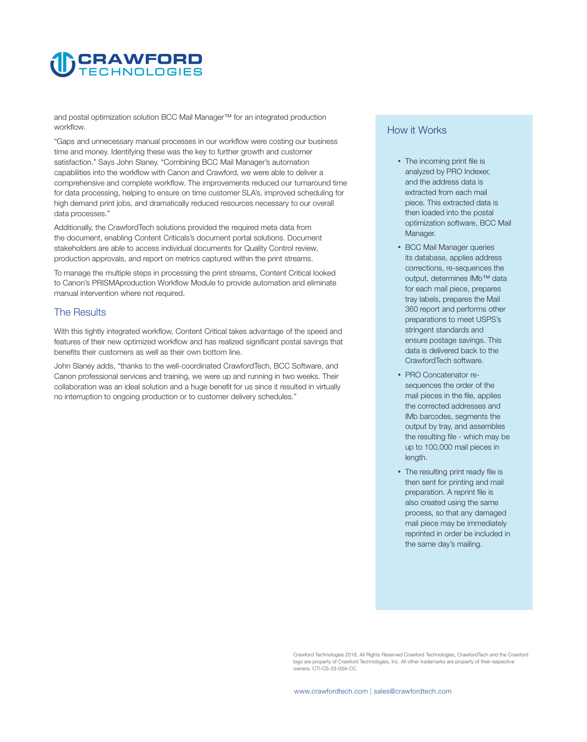and postal optimization solution BCC Mail Manager™ for an integrated production workflow.

"Gaps and unnecessary manual processes in our workflow were costing our business time and money. Identifying these was the key to further growth and customer satisfaction." Says John Slaney. "Combining BCC Mail Manager's automation capabilities into the workflow with Canon and Crawford, we were able to deliver a comprehensive and complete workflow. The improvements reduced our turnaround time for data processing, helping to ensure on time customer SLA's, improved scheduling for high demand print jobs, and dramatically reduced resources necessary to our overall data processes."

Additionally, the CrawfordTech solutions provided the required meta data from the document, enabling Content Criticals's document portal solutions. Document stakeholders are able to access individual documents for Quality Control review, production approvals, and report on metrics captured within the print streams.

To manage the multiple steps in processing the print streams, Content Critical looked to Canon's PRISMAproduction Workflow Module to provide automation and eliminate manual intervention where not required.

## The Results

With this tightly integrated workflow, Content Critical takes advantage of the speed and features of their new optimized workflow and has realized significant postal savings that benefits their customers as well as their own bottom line.

John Slaney adds, "thanks to the well-coordinated CrawfordTech, BCC Software, and Canon professional services and training, we were up and running in two weeks. Their collaboration was an ideal solution and a huge benefit for us since it resulted in virtually no interruption to ongoing production or to customer delivery schedules."

## How it Works

- The incoming print file is analyzed by PRO Indexer, and the address data is extracted from each mail piece. This extracted data is then loaded into the postal optimization software, BCC Mail Manager.
- BCC Mail Manager queries its database, applies address corrections, re-sequences the output, determines IMb™ data for each mail piece, prepares tray labels, prepares the Mail 360 report and performs other preparations to meet USPS's stringent standards and ensure postage savings. This data is delivered back to the CrawfordTech software.
- PRO Concatenator re-sequences the order of the mail pieces in the file, applies the corrected addresses and IMb barcodes, segments the output by tray, and assembles the resulting file - which may be up to 100,000 mail pieces in length.
- The resulting print ready file is then sent for printing and mail preparation. A reprint file is also created using the same process, so that any damaged mail piece may be immediately reprinted in order be included in the same day's mailing.

Crawford Technologies 2018, All Rights Reserved Crawford Technologies, CrawfordTech and the Crawford logo are property of Crawford Technologies, Inc. All other trademarks are property of their respective owners. CTI-CS-33-03A-CC

www.crawfordtech.com | sales@crawfordtech.com